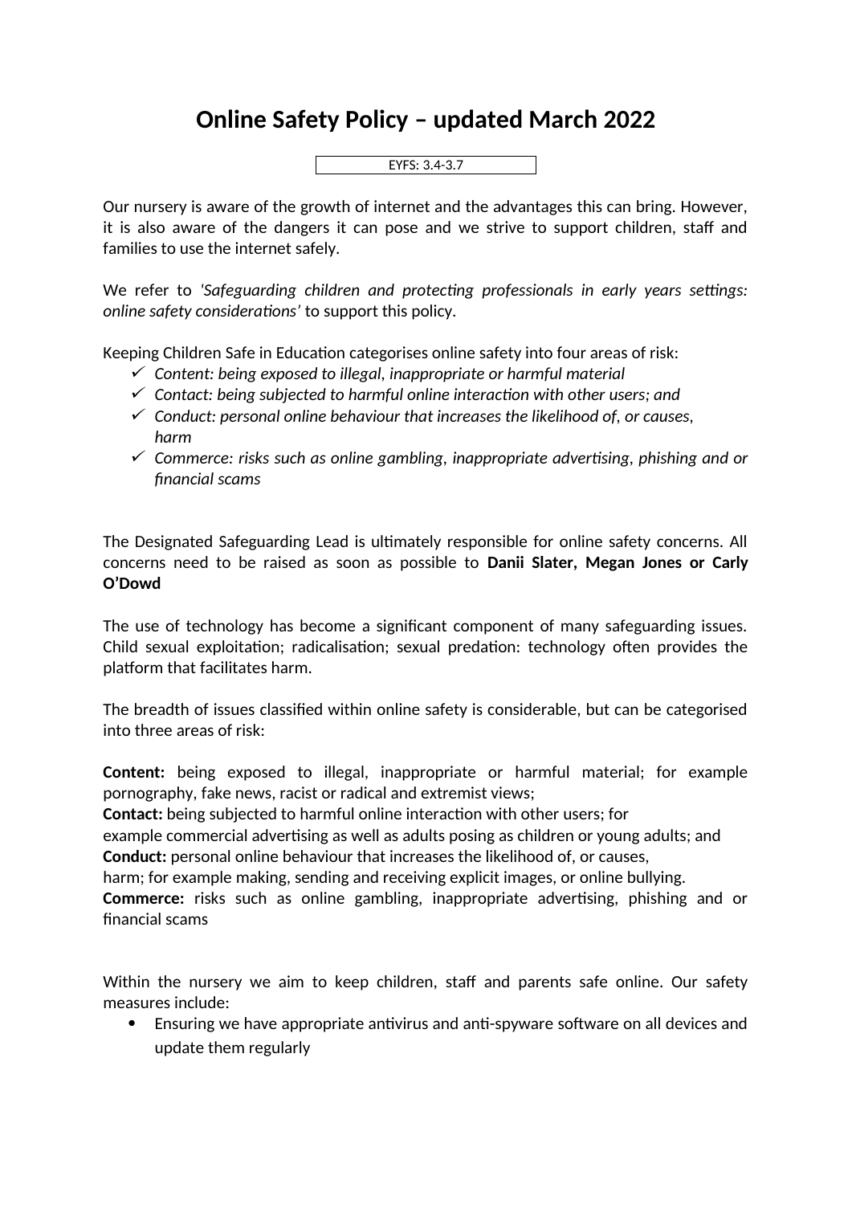# Online Safety Policy – updated March 2022

EYFS: 3.4-3.7

Our nursery is aware of the growth of internet and the advantages this can bring. However, it is also aware of the dangers it can pose and we strive to support children, staff and families to use the internet safely.

We refer to *'Safeguarding children and protecting professionals in early years settings: online safety considerations'* to support this policy.

Keeping Children Safe in Education categorises online safety into four areas of risk:

- ✓ *Content: being exposed to illegal, inappropriate or harmful material*
- ✓ *Contact: being subjected to harmful online interaction with other users; and*
- ✓ *Conduct: personal online behaviour that increases the likelihood of, or causes, harm*
- ✓ *Commerce: risks such as online gambling, inappropriate advertising, phishing and or financial scams*

The Designated Safeguarding Lead is ultimately responsible for online safety concerns. All concerns need to be raised as soon as possible to **Danii Slater, Megan Jones or Carly O'Dowd**

The use of technology has become a significant component of many safeguarding issues. Child sexual exploitation; radicalisation; sexual predation: technology often provides the platform that facilitates harm.

The breadth of issues classified within online safety is considerable, but can be categorised into three areas of risk:

**Content:** being exposed to illegal, inappropriate or harmful material; for example pornography, fake news, racist or radical and extremist views;
**Contact:** being subjected to harmful online interaction with other users; for example commercial advertising as well as adults posing as children or young adults; and
**Conduct:** personal online behaviour that increases the likelihood of, or causes, harm; for example making, sending and receiving explicit images, or online bullying.
**Commerce:** risks such as online gambling, inappropriate advertising, phishing and or financial scams

Within the nursery we aim to keep children, staff and parents safe online. Our safety measures include:

- Ensuring we have appropriate antivirus and anti-spyware software on all devices and update them regularly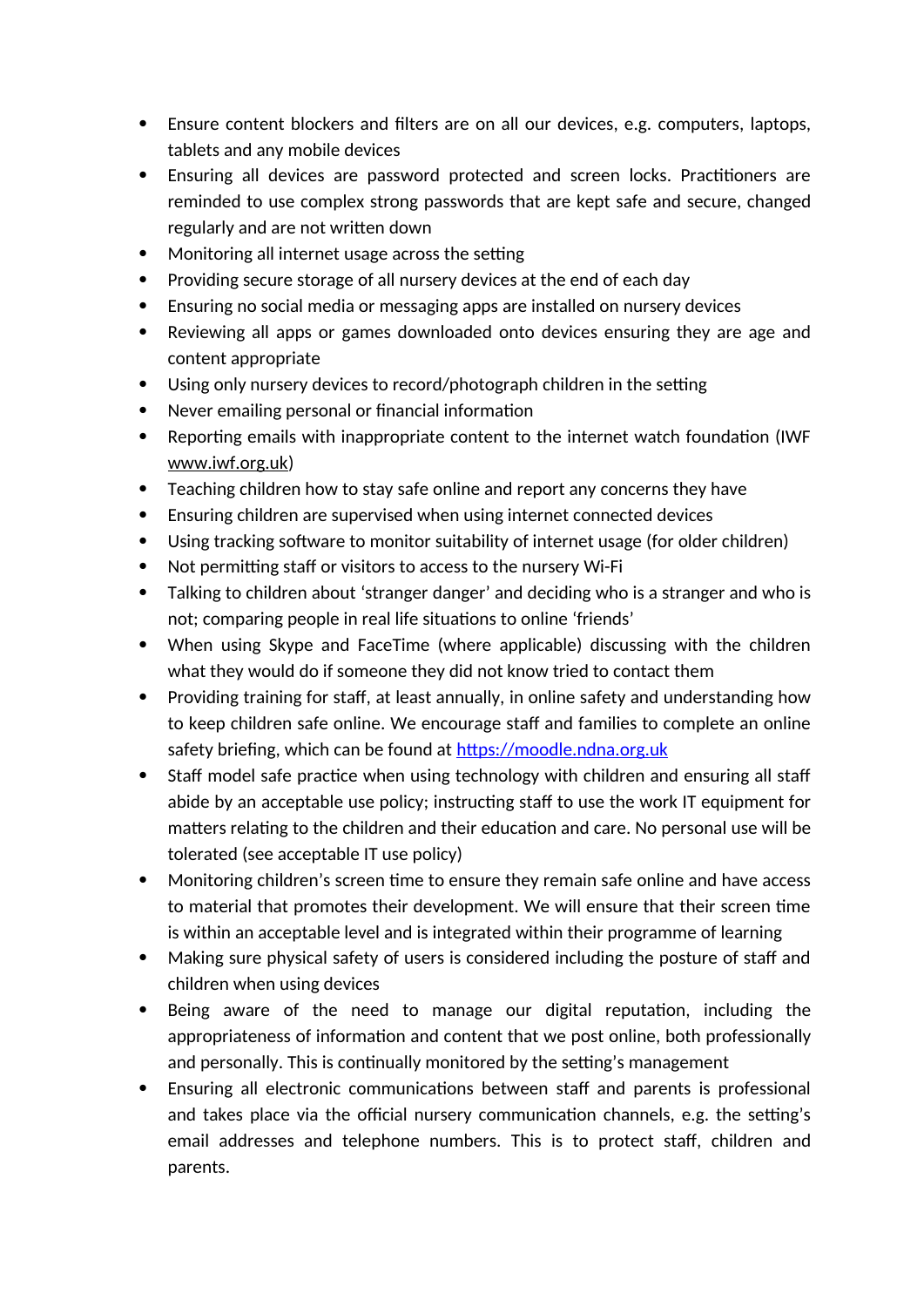- Ensure content blockers and filters are on all our devices, e.g. computers, laptops, tablets and any mobile devices
- Ensuring all devices are password protected and screen locks. Practitioners are reminded to use complex strong passwords that are kept safe and secure, changed regularly and are not written down
- Monitoring all internet usage across the setting
- Providing secure storage of all nursery devices at the end of each day
- Ensuring no social media or messaging apps are installed on nursery devices
- Reviewing all apps or games downloaded onto devices ensuring they are age and content appropriate
- Using only nursery devices to record/photograph children in the setting
- Never emailing personal or financial information
- Reporting emails with inappropriate content to the internet watch foundation (IWF www.iwf.org.uk)
- Teaching children how to stay safe online and report any concerns they have
- Ensuring children are supervised when using internet connected devices
- Using tracking software to monitor suitability of internet usage (for older children)
- Not permitting staff or visitors to access to the nursery Wi-Fi
- Talking to children about 'stranger danger' and deciding who is a stranger and who is not; comparing people in real life situations to online 'friends'
- When using Skype and FaceTime (where applicable) discussing with the children what they would do if someone they did not know tried to contact them
- Providing training for staff, at least annually, in online safety and understanding how to keep children safe online. We encourage staff and families to complete an online safety briefing, which can be found at [https://moodle.ndna.org.uk](https://moodle.ndna.org.uk)
- Staff model safe practice when using technology with children and ensuring all staff abide by an acceptable use policy; instructing staff to use the work IT equipment for matters relating to the children and their education and care. No personal use will be tolerated (see acceptable IT use policy)
- Monitoring children's screen time to ensure they remain safe online and have access to material that promotes their development. We will ensure that their screen time is within an acceptable level and is integrated within their programme of learning
- Making sure physical safety of users is considered including the posture of staff and children when using devices
- Being aware of the need to manage our digital reputation, including the appropriateness of information and content that we post online, both professionally and personally. This is continually monitored by the setting's management
- Ensuring all electronic communications between staff and parents is professional and takes place via the official nursery communication channels, e.g. the setting's email addresses and telephone numbers. This is to protect staff, children and parents.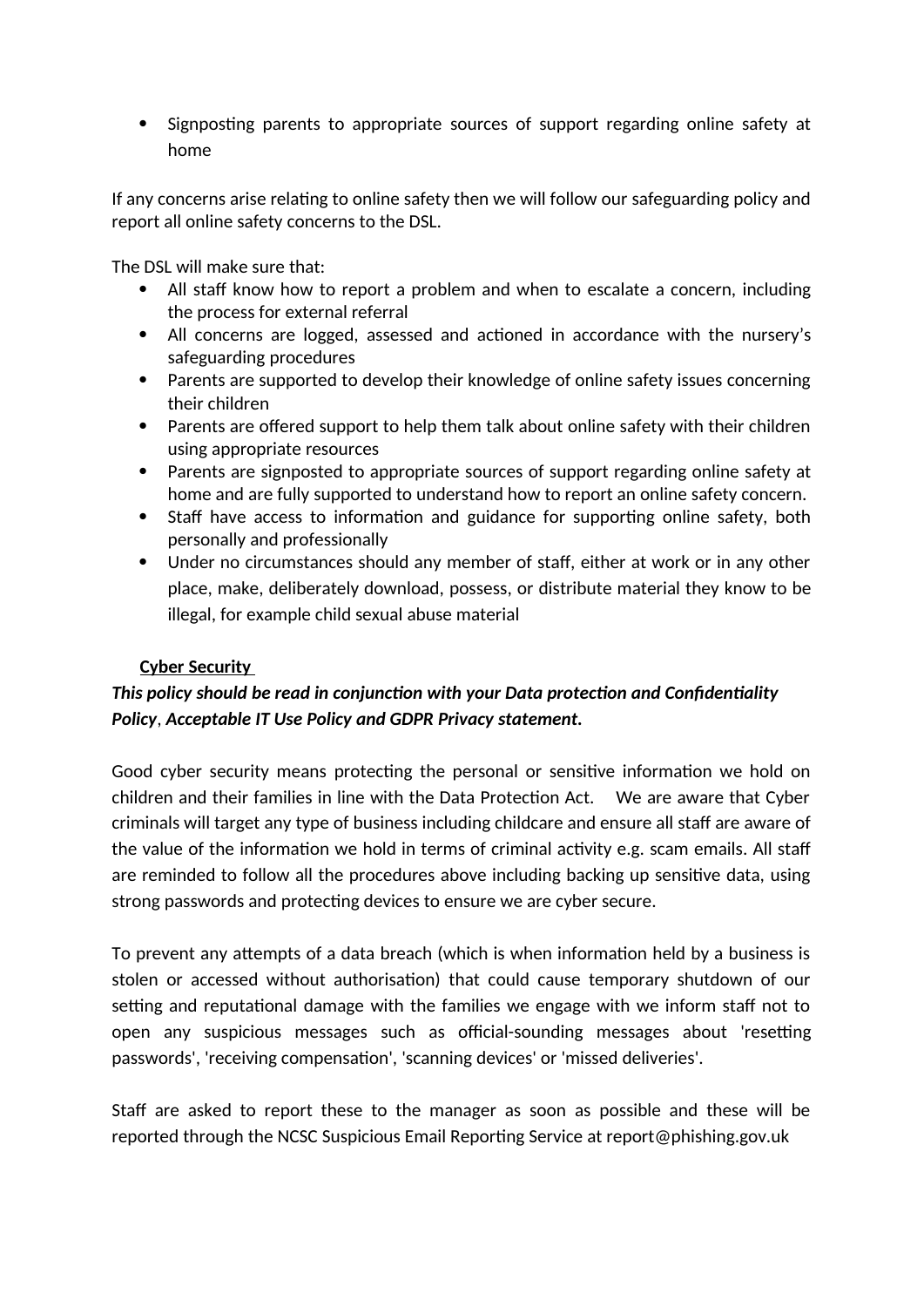- Signposting parents to appropriate sources of support regarding online safety at home

If any concerns arise relating to online safety then we will follow our safeguarding policy and report all online safety concerns to the DSL.

The DSL will make sure that:

- All staff know how to report a problem and when to escalate a concern, including the process for external referral
- All concerns are logged, assessed and actioned in accordance with the nursery's safeguarding procedures
- Parents are supported to develop their knowledge of online safety issues concerning their children
- Parents are offered support to help them talk about online safety with their children using appropriate resources
- Parents are signposted to appropriate sources of support regarding online safety at home and are fully supported to understand how to report an online safety concern.
- Staff have access to information and guidance for supporting online safety, both personally and professionally
- Under no circumstances should any member of staff, either at work or in any other place, make, deliberately download, possess, or distribute material they know to be illegal, for example child sexual abuse material

**Cyber Security**

***This policy should be read in conjunction with your Data protection and Confidentiality Policy*, *Acceptable IT Use Policy and GDPR Privacy statement*.**

Good cyber security means protecting the personal or sensitive information we hold on children and their families in line with the Data Protection Act. We are aware that Cyber criminals will target any type of business including childcare and ensure all staff are aware of the value of the information we hold in terms of criminal activity e.g. scam emails. All staff are reminded to follow all the procedures above including backing up sensitive data, using strong passwords and protecting devices to ensure we are cyber secure.

To prevent any attempts of a data breach (which is when information held by a business is stolen or accessed without authorisation) that could cause temporary shutdown of our setting and reputational damage with the families we engage with we inform staff not to open any suspicious messages such as official-sounding messages about 'resetting passwords', 'receiving compensation', 'scanning devices' or 'missed deliveries'.

Staff are asked to report these to the manager as soon as possible and these will be reported through the NCSC Suspicious Email Reporting Service at report@phishing.gov.uk